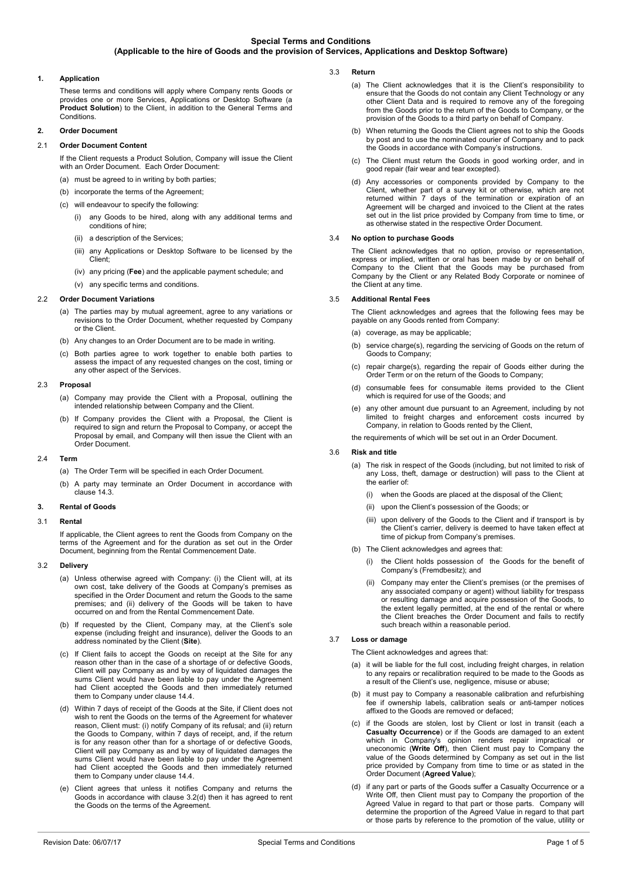# Special Terms and Conditions
## (Applicable to the hire of Goods and the provision of Services, Applications and Desktop Software)

### 1. Application

These terms and conditions will apply where Company rents Goods or provides one or more Services, Applications or Desktop Software (a **Product Solution**) to the Client, in addition to the General Terms and Conditions.

### 2. Order Document

#### 2.1 Order Document Content

If the Client requests a Product Solution, Company will issue the Client with an Order Document. Each Order Document:

(a) must be agreed to in writing by both parties;

(b) incorporate the terms of the Agreement;

(c) will endeavour to specify the following:

(i) any Goods to be hired, along with any additional terms and conditions of hire;

(ii) a description of the Services;

(iii) any Applications or Desktop Software to be licensed by the Client;

(iv) any pricing (**Fee**) and the applicable payment schedule; and

(v) any specific terms and conditions.

#### 2.2 Order Document Variations

(a) The parties may by mutual agreement, agree to any variations or revisions to the Order Document, whether requested by Company or the Client.

(b) Any changes to an Order Document are to be made in writing.

(c) Both parties agree to work together to enable both parties to assess the impact of any requested changes on the cost, timing or any other aspect of the Services.

#### 2.3 Proposal

(a) Company may provide the Client with a Proposal, outlining the intended relationship between Company and the Client.

(b) If Company provides the Client with a Proposal, the Client is required to sign and return the Proposal to Company, or accept the Proposal by email, and Company will then issue the Client with an Order Document.

#### 2.4 Term

(a) The Order Term will be specified in each Order Document.

(b) A party may terminate an Order Document in accordance with clause 14.3.

### 3. Rental of Goods

#### 3.1 Rental

If applicable, the Client agrees to rent the Goods from Company on the terms of the Agreement and for the duration as set out in the Order Document, beginning from the Rental Commencement Date.

#### 3.2 Delivery

(a) Unless otherwise agreed with Company: (i) the Client will, at its own cost, take delivery of the Goods at Company's premises as specified in the Order Document and return the Goods to the same premises; and (ii) delivery of the Goods will be taken to have occurred on and from the Rental Commencement Date.

(b) If requested by the Client, Company may, at the Client's sole expense (including freight and insurance), deliver the Goods to an address nominated by the Client (**Site**).

(c) If Client fails to accept the Goods on receipt at the Site for any reason other than in the case of a shortage of or defective Goods, Client will pay Company as and by way of liquidated damages the sums Client would have been liable to pay under the Agreement had Client accepted the Goods and then immediately returned them to Company under clause 14.4.

(d) Within 7 days of receipt of the Goods at the Site, if Client does not wish to rent the Goods on the terms of the Agreement for whatever reason, Client must: (i) notify Company of its refusal; and (ii) return the Goods to Company, within 7 days of receipt, and, if the return is for any reason other than for a shortage of or defective Goods, Client will pay Company as and by way of liquidated damages the sums Client would have been liable to pay under the Agreement had Client accepted the Goods and then immediately returned them to Company under clause 14.4.

(e) Client agrees that unless it notifies Company and returns the Goods in accordance with clause 3.2(d) then it has agreed to rent the Goods on the terms of the Agreement.

#### 3.3 Return

(a) The Client acknowledges that it is the Client's responsibility to ensure that the Goods do not contain any Client Technology or any other Client Data and is required to remove any of the foregoing from the Goods prior to the return of the Goods to Company, or the provision of the Goods to a third party on behalf of Company.

(b) When returning the Goods the Client agrees not to ship the Goods by post and to use the nominated courier of Company and to pack the Goods in accordance with Company's instructions.

(c) The Client must return the Goods in good working order, and in good repair (fair wear and tear excepted).

(d) Any accessories or components provided by Company to the Client, whether part of a survey kit or otherwise, which are not returned within 7 days of the termination or expiration of an Agreement will be charged and invoiced to the Client at the rates set out in the list price provided by Company from time to time, or as otherwise stated in the respective Order Document.

#### 3.4 No option to purchase Goods

The Client acknowledges that no option, proviso or representation, express or implied, written or oral has been made by or on behalf of Company to the Client that the Goods may be purchased from Company by the Client or any Related Body Corporate or nominee of the Client at any time.

#### 3.5 Additional Rental Fees

The Client acknowledges and agrees that the following fees may be payable on any Goods rented from Company:

(a) coverage, as may be applicable;

(b) service charge(s), regarding the servicing of Goods on the return of Goods to Company;

(c) repair charge(s), regarding the repair of Goods either during the Order Term or on the return of the Goods to Company;

(d) consumable fees for consumable items provided to the Client which is required for use of the Goods; and

(e) any other amount due pursuant to an Agreement, including by not limited to freight charges and enforcement costs incurred by Company, in relation to Goods rented by the Client,

the requirements of which will be set out in an Order Document.

#### 3.6 Risk and title

(a) The risk in respect of the Goods (including, but not limited to risk of any Loss, theft, damage or destruction) will pass to the Client at the earlier of:

(i) when the Goods are placed at the disposal of the Client;

(ii) upon the Client's possession of the Goods; or

(iii) upon delivery of the Goods to the Client and if transport is by the Client's carrier, delivery is deemed to have taken effect at time of pickup from Company's premises.

(b) The Client acknowledges and agrees that:

(i) the Client holds possession of the Goods for the benefit of Company's (Fremdbesitz); and

(ii) Company may enter the Client's premises (or the premises of any associated company or agent) without liability for trespass or resulting damage and acquire possession of the Goods, to the extent legally permitted, at the end of the rental or where the Client breaches the Order Document and fails to rectify such breach within a reasonable period.

#### 3.7 Loss or damage

The Client acknowledges and agrees that:

(a) it will be liable for the full cost, including freight charges, in relation to any repairs or recalibration required to be made to the Goods as a result of the Client's use, negligence, misuse or abuse;

(b) it must pay to Company a reasonable calibration and refurbishing fee if ownership labels, calibration seals or anti-tamper notices affixed to the Goods are removed or defaced;

(c) if the Goods are stolen, lost by Client or lost in transit (each a **Casualty Occurrence**) or if the Goods are damaged to an extent which in Company's opinion renders repair impractical or uneconomic (**Write Off**), then Client must pay to Company the value of the Goods determined by Company as set out in the list price provided by Company from time to time or as stated in the Order Document (**Agreed Value**);

(d) if any part or parts of the Goods suffer a Casualty Occurrence or a Write Off, then Client must pay to Company the proportion of the Agreed Value in regard to that part or those parts. Company will determine the proportion of the Agreed Value in regard to that part or those parts by reference to the promotion of the value, utility or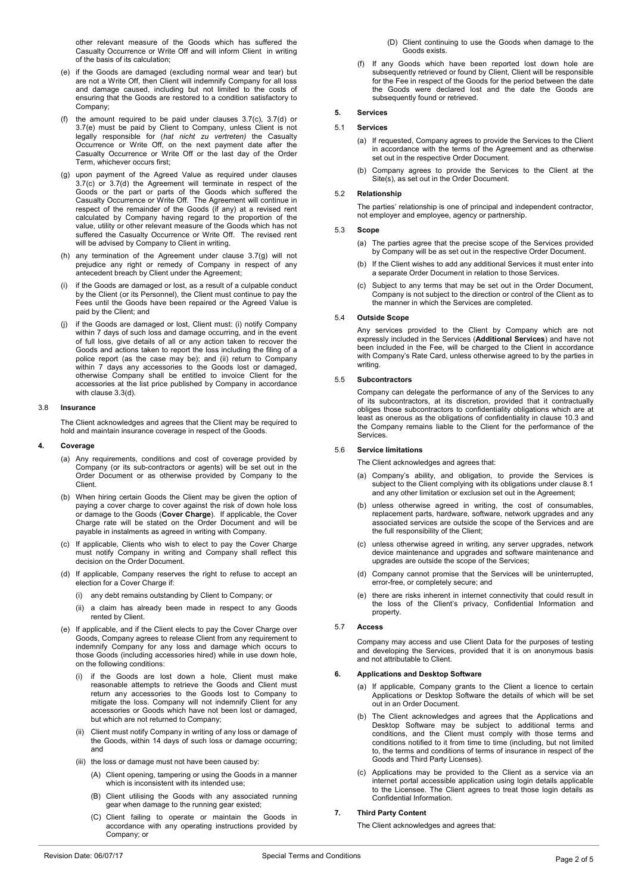other relevant measure of the Goods which has suffered the Casualty Occurrence or Write Off and will inform Client in writing of the basis of its calculation;

(e) if the Goods are damaged (excluding normal wear and tear) but are not a Write Off, then Client will indemnify Company for all loss and damage caused, including but not limited to the costs of ensuring that the Goods are restored to a condition satisfactory to Company;

(f) the amount required to be paid under clauses 3.7(c), 3.7(d) or 3.7(e) must be paid by Client to Company, unless Client is not legally responsible for (*hat nicht zu vertreten)* the Casualty Occurrence or Write Off, on the next payment date after the Casualty Occurrence or Write Off or the last day of the Order Term, whichever occurs first;

(g) upon payment of the Agreed Value as required under clauses 3.7(c) or 3.7(d) the Agreement will terminate in respect of the Goods or the part or parts of the Goods which suffered the Casualty Occurrence or Write Off. The Agreement will continue in respect of the remainder of the Goods (if any) at a revised rent calculated by Company having regard to the proportion of the value, utility or other relevant measure of the Goods which has not suffered the Casualty Occurrence or Write Off. The revised rent will be advised by Company to Client in writing.

(h) any termination of the Agreement under clause 3.7(g) will not prejudice any right or remedy of Company in respect of any antecedent breach by Client under the Agreement;

(i) if the Goods are damaged or lost, as a result of a culpable conduct by the Client (or its Personnel), the Client must continue to pay the Fees until the Goods have been repaired or the Agreed Value is paid by the Client; and

(j) if the Goods are damaged or lost, Client must: (i) notify Company within 7 days of such loss and damage occurring, and in the event of full loss, give details of all or any action taken to recover the Goods and actions taken to report the loss including the filing of a police report (as the case may be); and (ii) return to Company within 7 days any accessories to the Goods lost or damaged, otherwise Company shall be entitled to invoice Client for the accessories at the list price published by Company in accordance with clause 3.3(d).

### 3.8 Insurance

The Client acknowledges and agrees that the Client may be required to hold and maintain insurance coverage in respect of the Goods.

## 4. Coverage

(a) Any requirements, conditions and cost of coverage provided by Company (or its sub-contractors or agents) will be set out in the Order Document or as otherwise provided by Company to the Client.

(b) When hiring certain Goods the Client may be given the option of paying a cover charge to cover against the risk of down hole loss or damage to the Goods (**Cover Charge**). If applicable, the Cover Charge rate will be stated on the Order Document and will be payable in instalments as agreed in writing with Company.

(c) If applicable, Clients who wish to elect to pay the Cover Charge must notify Company in writing and Company shall reflect this decision on the Order Document.

(d) If applicable, Company reserves the right to refuse to accept an election for a Cover Charge if:

(i) any debt remains outstanding by Client to Company; or

(ii) a claim has already been made in respect to any Goods rented by Client.

(e) If applicable, and if the Client elects to pay the Cover Charge over Goods, Company agrees to release Client from any requirement to indemnify Company for any loss and damage which occurs to those Goods (including accessories hired) while in use down hole, on the following conditions:

(i) if the Goods are lost down a hole, Client must make reasonable attempts to retrieve the Goods and Client must return any accessories to the Goods lost to Company to mitigate the loss. Company will not indemnify Client for any accessories or Goods which have not been lost or damaged, but which are not returned to Company;

(ii) Client must notify Company in writing of any loss or damage of the Goods, within 14 days of such loss or damage occurring; and

(iii) the loss or damage must not have been caused by:

(A) Client opening, tampering or using the Goods in a manner which is inconsistent with its intended use;

(B) Client utilising the Goods with any associated running gear when damage to the running gear existed;

(C) Client failing to operate or maintain the Goods in accordance with any operating instructions provided by Company; or

(D) Client continuing to use the Goods when damage to the Goods exists.

(f) If any Goods which have been reported lost down hole are subsequently retrieved or found by Client, Client will be responsible for the Fee in respect of the Goods for the period between the date the Goods were declared lost and the date the Goods are subsequently found or retrieved.

## 5. Services

### 5.1 Services

(a) If requested, Company agrees to provide the Services to the Client in accordance with the terms of the Agreement and as otherwise set out in the respective Order Document.

(b) Company agrees to provide the Services to the Client at the Site(s), as set out in the Order Document.

### 5.2 Relationship

The parties' relationship is one of principal and independent contractor, not employer and employee, agency or partnership.

### 5.3 Scope

(a) The parties agree that the precise scope of the Services provided by Company will be as set out in the respective Order Document.

(b) If the Client wishes to add any additional Services it must enter into a separate Order Document in relation to those Services.

(c) Subject to any terms that may be set out in the Order Document, Company is not subject to the direction or control of the Client as to the manner in which the Services are completed.

### 5.4 Outside Scope

Any services provided to the Client by Company which are not expressly included in the Services (**Additional Services**) and have not been included in the Fee, will be charged to the Client in accordance with Company's Rate Card, unless otherwise agreed to by the parties in writing.

### 5.5 Subcontractors

Company can delegate the performance of any of the Services to any of its subcontractors, at its discretion, provided that it contractually obliges those subcontractors to confidentiality obligations which are at least as onerous as the obligations of confidentiality in clause 10.3 and the Company remains liable to the Client for the performance of the Services.

### 5.6 Service limitations

The Client acknowledges and agrees that:

(a) Company's ability, and obligation, to provide the Services is subject to the Client complying with its obligations under clause 8.1 and any other limitation or exclusion set out in the Agreement;

(b) unless otherwise agreed in writing, the cost of consumables, replacement parts, hardware, software, network upgrades and any associated services are outside the scope of the Services and are the full responsibility of the Client;

(c) unless otherwise agreed in writing, any server upgrades, network device maintenance and upgrades and software maintenance and upgrades are outside the scope of the Services;

(d) Company cannot promise that the Services will be uninterrupted, error-free, or completely secure; and

(e) there are risks inherent in internet connectivity that could result in the loss of the Client's privacy, Confidential Information and property.

### 5.7 Access

Company may access and use Client Data for the purposes of testing and developing the Services, provided that it is on anonymous basis and not attributable to Client.

## 6. Applications and Desktop Software

(a) If applicable, Company grants to the Client a licence to certain Applications or Desktop Software the details of which will be set out in an Order Document.

(b) The Client acknowledges and agrees that the Applications and Desktop Software may be subject to additional terms and conditions, and the Client must comply with those terms and conditions notified to it from time to time (including, but not limited to, the terms and conditions of terms of insurance in respect of the Goods and Third Party Licenses).

(c) Applications may be provided to the Client as a service via an internet portal accessible application using login details applicable to the Licensee. The Client agrees to treat those login details as Confidential Information.

## 7. Third Party Content

The Client acknowledges and agrees that: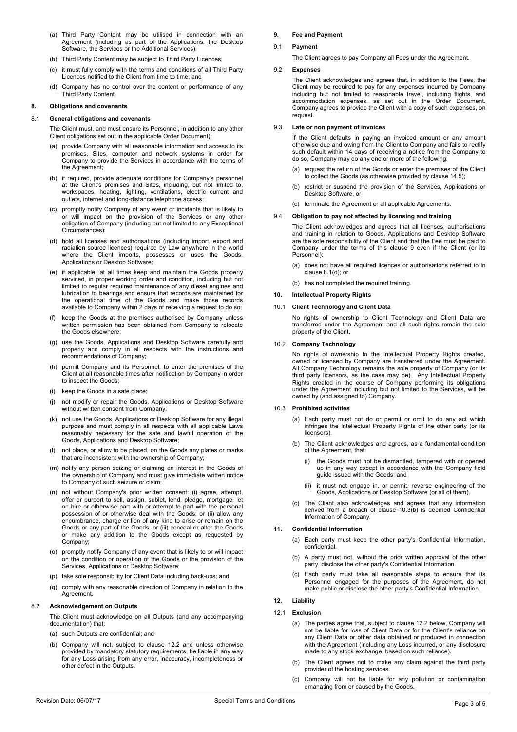(a) Third Party Content may be utilised in connection with an Agreement (including as part of the Applications, the Desktop Software, the Services or the Additional Services);

(b) Third Party Content may be subject to Third Party Licences;

(c) it must fully comply with the terms and conditions of all Third Party Licences notified to the Client from time to time; and

(d) Company has no control over the content or performance of any Third Party Content.

## 8. Obligations and covenants

### 8.1 General obligations and covenants

The Client must, and must ensure its Personnel, in addition to any other Client obligations set out in the applicable Order Document):

(a) provide Company with all reasonable information and access to its premises, Sites, computer and network systems in order for Company to provide the Services in accordance with the terms of the Agreement;

(b) if required, provide adequate conditions for Company's personnel at the Client's premises and Sites, including, but not limited to, workspaces, heating, lighting, ventilations, electric current and outlets, internet and long-distance telephone access;

(c) promptly notify Company of any event or incidents that is likely to or will impact on the provision of the Services or any other obligation of Company (including but not limited to any Exceptional Circumstances);

(d) hold all licenses and authorisations (including import, export and radiation source licences) required by Law anywhere in the world where the Client imports, possesses or uses the Goods, Applications or Desktop Software;

(e) if applicable, at all times keep and maintain the Goods properly serviced, in proper working order and condition, including but not limited to regular required maintenance of any diesel engines and lubrication to bearings and ensure that records are maintained for the operational time of the Goods and make those records available to Company within 2 days of receiving a request to do so;

(f) keep the Goods at the premises authorised by Company unless written permission has been obtained from Company to relocate the Goods elsewhere;

(g) use the Goods, Applications and Desktop Software carefully and properly and comply in all respects with the instructions and recommendations of Company;

(h) permit Company and its Personnel, to enter the premises of the Client at all reasonable times after notification by Company in order to inspect the Goods;

(i) keep the Goods in a safe place;

(j) not modify or repair the Goods, Applications or Desktop Software without written consent from Company;

(k) not use the Goods, Applications or Desktop Software for any illegal purpose and must comply in all respects with all applicable Laws reasonably necessary for the safe and lawful operation of the Goods, Applications and Desktop Software;

(l) not place, or allow to be placed, on the Goods any plates or marks that are inconsistent with the ownership of Company;

(m) notify any person seizing or claiming an interest in the Goods of the ownership of Company and must give immediate written notice to Company of such seizure or claim;

(n) not without Company's prior written consent: (i) agree, attempt, offer or purport to sell, assign, sublet, lend, pledge, mortgage, let on hire or otherwise part with or attempt to part with the personal possession of or otherwise deal with the Goods; or (ii) allow any encumbrance, charge or lien of any kind to arise or remain on the Goods or any part of the Goods; or (iii) conceal or alter the Goods or make any addition to the Goods except as requested by Company;

(o) promptly notify Company of any event that is likely to or will impact on the condition or operation of the Goods or the provision of the Services, Applications or Desktop Software;

(p) take sole responsibility for Client Data including back-ups; and

(q) comply with any reasonable direction of Company in relation to the Agreement.

### 8.2 Acknowledgement on Outputs

The Client must acknowledge on all Outputs (and any accompanying documentation) that:

(a) such Outputs are confidential; and

(b) Company will not, subject to clause 12.2 and unless otherwise provided by mandatory statutory requirements, be liable in any way for any Loss arising from any error, inaccuracy, incompleteness or other defect in the Outputs.

## 9. Fee and Payment

### 9.1 Payment

The Client agrees to pay Company all Fees under the Agreement.

### 9.2 Expenses

The Client acknowledges and agrees that, in addition to the Fees, the Client may be required to pay for any expenses incurred by Company including but not limited to reasonable travel, including flights, and accommodation expenses, as set out in the Order Document. Company agrees to provide the Client with a copy of such expenses, on request.

### 9.3 Late or non payment of invoices

If the Client defaults in paying an invoiced amount or any amount otherwise due and owing from the Client to Company and fails to rectify such default within 14 days of receiving a notice from the Company to do so, Company may do any one or more of the following:

(a) request the return of the Goods or enter the premises of the Client to collect the Goods (as otherwise provided by clause 14.5);

(b) restrict or suspend the provision of the Services, Applications or Desktop Software; or

(c) terminate the Agreement or all applicable Agreements.

### 9.4 Obligation to pay not affected by licensing and training

The Client acknowledges and agrees that all licenses, authorisations and training in relation to Goods, Applications and Desktop Software are the sole responsibility of the Client and that the Fee must be paid to Company under the terms of this clause 9 even if the Client (or its Personnel):

(a) does not have all required licences or authorisations referred to in clause 8.1(d); or

(b) has not completed the required training.

## 10. Intellectual Property Rights

### 10.1 Client Technology and Client Data

No rights of ownership to Client Technology and Client Data are transferred under the Agreement and all such rights remain the sole property of the Client.

### 10.2 Company Technology

No rights of ownership to the Intellectual Property Rights created, owned or licensed by Company are transferred under the Agreement. All Company Technology remains the sole property of Company (or its third party licensors, as the case may be). Any Intellectual Property Rights created in the course of Company performing its obligations under the Agreement including but not limited to the Services, will be owned by (and assigned to) Company.

### 10.3 Prohibited activities

(a) Each party must not do or permit or omit to do any act which infringes the Intellectual Property Rights of the other party (or its licensors).

(b) The Client acknowledges and agrees, as a fundamental condition of the Agreement, that:

(i) the Goods must not be dismantled, tampered with or opened up in any way except in accordance with the Company field guide issued with the Goods; and

(ii) it must not engage in, or permit, reverse engineering of the Goods, Applications or Desktop Software (or all of them).

(c) The Client also acknowledges and agrees that any information derived from a breach of clause 10.3(b) is deemed Confidential Information of Company.

## 11. Confidential Information

(a) Each party must keep the other party's Confidential Information, confidential.

(b) A party must not, without the prior written approval of the other party, disclose the other party's Confidential Information.

(c) Each party must take all reasonable steps to ensure that its Personnel engaged for the purposes of the Agreement, do not make public or disclose the other party's Confidential Information.

## 12. Liability

### 12.1 Exclusion

(a) The parties agree that, subject to clause 12.2 below, Company will not be liable for loss of Client Data or for the Client's reliance on any Client Data or other data obtained or produced in connection with the Agreement (including any Loss incurred, or any disclosure made to any stock exchange, based on such reliance).

(b) The Client agrees not to make any claim against the third party provider of the hosting services.

(c) Company will not be liable for any pollution or contamination emanating from or caused by the Goods.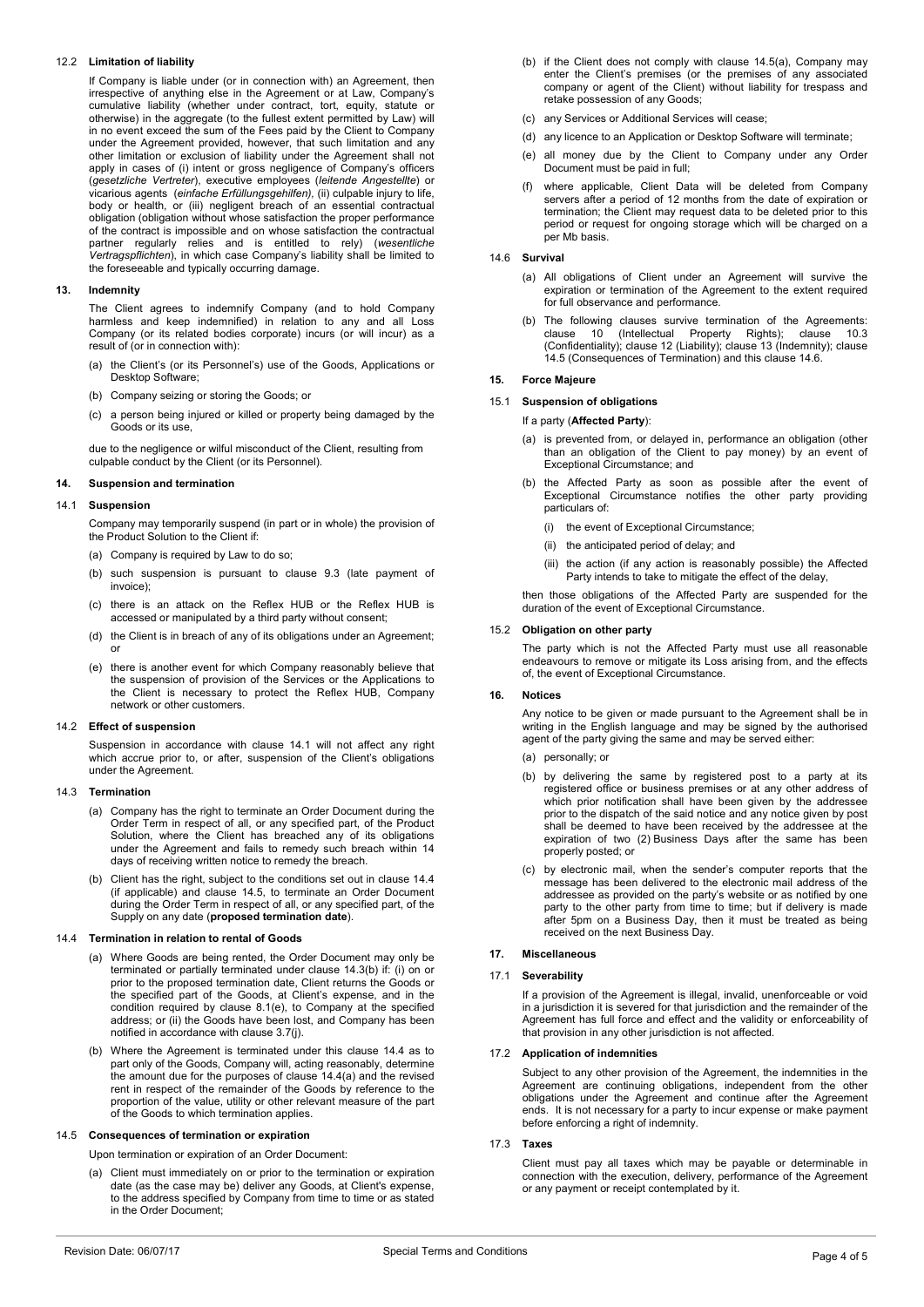### 12.2 Limitation of liability

If Company is liable under (or in connection with) an Agreement, then irrespective of anything else in the Agreement or at Law, Company's cumulative liability (whether under contract, tort, equity, statute or otherwise) in the aggregate (to the fullest extent permitted by Law) will in no event exceed the sum of the Fees paid by the Client to Company under the Agreement provided, however, that such limitation and any other limitation or exclusion of liability under the Agreement shall not apply in cases of (i) intent or gross negligence of Company's officers (*gesetzliche Vertreter*), executive employees (*leitende Angestellte*) or vicarious agents (*einfache Erfüllungsgehilfen),* (ii) culpable injury to life, body or health, or (iii) negligent breach of an essential contractual obligation (obligation without whose satisfaction the proper performance of the contract is impossible and on whose satisfaction the contractual partner regularly relies and is entitled to rely) (*wesentliche Vertragspflichten*), in which case Company's liability shall be limited to the foreseeable and typically occurring damage.

## 13. Indemnity

The Client agrees to indemnify Company (and to hold Company harmless and keep indemnified) in relation to any and all Loss Company (or its related bodies corporate) incurs (or will incur) as a result of (or in connection with):

(a) the Client's (or its Personnel's) use of the Goods, Applications or Desktop Software;

(b) Company seizing or storing the Goods; or

(c) a person being injured or killed or property being damaged by the Goods or its use,

due to the negligence or wilful misconduct of the Client, resulting from culpable conduct by the Client (or its Personnel).

## 14. Suspension and termination

### 14.1 Suspension

Company may temporarily suspend (in part or in whole) the provision of the Product Solution to the Client if:

(a) Company is required by Law to do so;

(b) such suspension is pursuant to clause 9.3 (late payment of invoice);

(c) there is an attack on the Reflex HUB or the Reflex HUB is accessed or manipulated by a third party without consent;

(d) the Client is in breach of any of its obligations under an Agreement; or

(e) there is another event for which Company reasonably believe that the suspension of provision of the Services or the Applications to the Client is necessary to protect the Reflex HUB, Company network or other customers.

### 14.2 Effect of suspension

Suspension in accordance with clause 14.1 will not affect any right which accrue prior to, or after, suspension of the Client's obligations under the Agreement.

### 14.3 Termination

(a) Company has the right to terminate an Order Document during the Order Term in respect of all, or any specified part, of the Product Solution, where the Client has breached any of its obligations under the Agreement and fails to remedy such breach within 14 days of receiving written notice to remedy the breach.

(b) Client has the right, subject to the conditions set out in clause 14.4 (if applicable) and clause 14.5, to terminate an Order Document during the Order Term in respect of all, or any specified part, of the Supply on any date (**proposed termination date**).

### 14.4 Termination in relation to rental of Goods

(a) Where Goods are being rented, the Order Document may only be terminated or partially terminated under clause 14.3(b) if: (i) on or prior to the proposed termination date, Client returns the Goods or the specified part of the Goods, at Client's expense, and in the condition required by clause 8.1(e), to Company at the specified address; or (ii) the Goods have been lost, and Company has been notified in accordance with clause 3.7(j).

(b) Where the Agreement is terminated under this clause 14.4 as to part only of the Goods, Company will, acting reasonably, determine the amount due for the purposes of clause 14.4(a) and the revised rent in respect of the remainder of the Goods by reference to the proportion of the value, utility or other relevant measure of the part of the Goods to which termination applies.

### 14.5 Consequences of termination or expiration

Upon termination or expiration of an Order Document:

(a) Client must immediately on or prior to the termination or expiration date (as the case may be) deliver any Goods, at Client's expense, to the address specified by Company from time to time or as stated in the Order Document;

(b) if the Client does not comply with clause 14.5(a), Company may enter the Client's premises (or the premises of any associated company or agent of the Client) without liability for trespass and retake possession of any Goods;

(c) any Services or Additional Services will cease;

(d) any licence to an Application or Desktop Software will terminate;

(e) all money due by the Client to Company under any Order Document must be paid in full;

(f) where applicable, Client Data will be deleted from Company servers after a period of 12 months from the date of expiration or termination; the Client may request data to be deleted prior to this period or request for ongoing storage which will be charged on a per Mb basis.

### 14.6 Survival

(a) All obligations of Client under an Agreement will survive the expiration or termination of the Agreement to the extent required for full observance and performance.

(b) The following clauses survive termination of the Agreements: clause 10 (Intellectual Property Rights); clause 10.3 (Confidentiality); clause 12 (Liability); clause 13 (Indemnity); clause 14.5 (Consequences of Termination) and this clause 14.6.

## 15. Force Majeure

### 15.1 Suspension of obligations

If a party (**Affected Party**):

(a) is prevented from, or delayed in, performance an obligation (other than an obligation of the Client to pay money) by an event of Exceptional Circumstance; and

(b) the Affected Party as soon as possible after the event of Exceptional Circumstance notifies the other party providing particulars of:

  (i) the event of Exceptional Circumstance;

  (ii) the anticipated period of delay; and

  (iii) the action (if any action is reasonably possible) the Affected Party intends to take to mitigate the effect of the delay,

then those obligations of the Affected Party are suspended for the duration of the event of Exceptional Circumstance.

### 15.2 Obligation on other party

The party which is not the Affected Party must use all reasonable endeavours to remove or mitigate its Loss arising from, and the effects of, the event of Exceptional Circumstance.

## 16. Notices

Any notice to be given or made pursuant to the Agreement shall be in writing in the English language and may be signed by the authorised agent of the party giving the same and may be served either:

(a) personally; or

(b) by delivering the same by registered post to a party at its registered office or business premises or at any other address of which prior notification shall have been given by the addressee prior to the dispatch of the said notice and any notice given by post shall be deemed to have been received by the addressee at the expiration of two (2) Business Days after the same has been properly posted; or

(c) by electronic mail, when the sender's computer reports that the message has been delivered to the electronic mail address of the addressee as provided on the party's website or as notified by one party to the other party from time to time; but if delivery is made after 5pm on a Business Day, then it must be treated as being received on the next Business Day.

## 17. Miscellaneous

### 17.1 Severability

If a provision of the Agreement is illegal, invalid, unenforceable or void in a jurisdiction it is severed for that jurisdiction and the remainder of the Agreement has full force and effect and the validity or enforceability of that provision in any other jurisdiction is not affected.

### 17.2 Application of indemnities

Subject to any other provision of the Agreement, the indemnities in the Agreement are continuing obligations, independent from the other obligations under the Agreement and continue after the Agreement ends. It is not necessary for a party to incur expense or make payment before enforcing a right of indemnity.

### 17.3 Taxes

Client must pay all taxes which may be payable or determinable in connection with the execution, delivery, performance of the Agreement or any payment or receipt contemplated by it.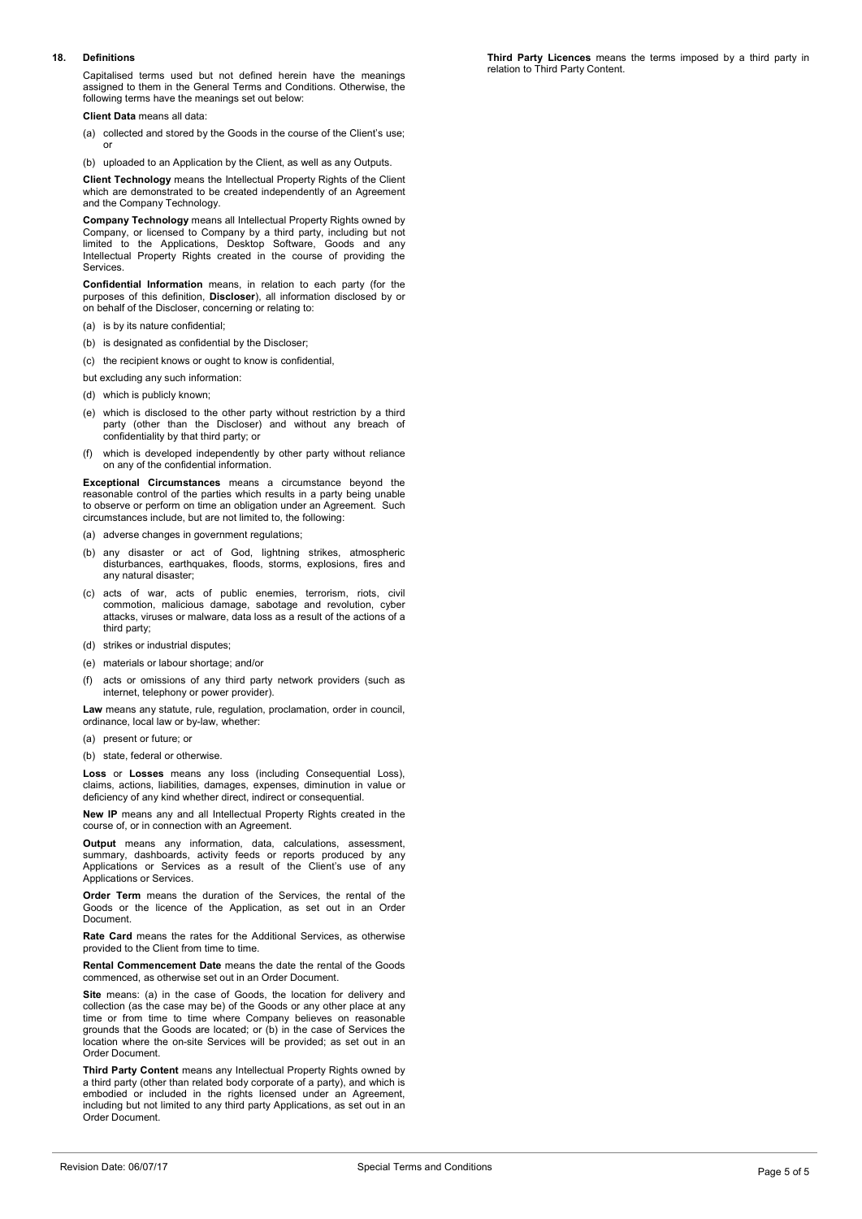## 18. Definitions

Capitalised terms used but not defined herein have the meanings assigned to them in the General Terms and Conditions. Otherwise, the following terms have the meanings set out below:

**Client Data** means all data:

(a) collected and stored by the Goods in the course of the Client's use; or

(b) uploaded to an Application by the Client, as well as any Outputs.

**Client Technology** means the Intellectual Property Rights of the Client which are demonstrated to be created independently of an Agreement and the Company Technology.

**Company Technology** means all Intellectual Property Rights owned by Company, or licensed to Company by a third party, including but not limited to the Applications, Desktop Software, Goods and any Intellectual Property Rights created in the course of providing the Services.

**Confidential Information** means, in relation to each party (for the purposes of this definition, **Discloser**), all information disclosed by or on behalf of the Discloser, concerning or relating to:

(a) is by its nature confidential;

(b) is designated as confidential by the Discloser;

(c) the recipient knows or ought to know is confidential,

but excluding any such information:

(d) which is publicly known;

(e) which is disclosed to the other party without restriction by a third party (other than the Discloser) and without any breach of confidentiality by that third party; or

(f) which is developed independently by other party without reliance on any of the confidential information.

**Exceptional Circumstances** means a circumstance beyond the reasonable control of the parties which results in a party being unable to observe or perform on time an obligation under an Agreement. Such circumstances include, but are not limited to, the following:

(a) adverse changes in government regulations;

(b) any disaster or act of God, lightning strikes, atmospheric disturbances, earthquakes, floods, storms, explosions, fires and any natural disaster;

(c) acts of war, acts of public enemies, terrorism, riots, civil commotion, malicious damage, sabotage and revolution, cyber attacks, viruses or malware, data loss as a result of the actions of a third party;

(d) strikes or industrial disputes;

(e) materials or labour shortage; and/or

(f) acts or omissions of any third party network providers (such as internet, telephony or power provider).

**Law** means any statute, rule, regulation, proclamation, order in council, ordinance, local law or by-law, whether:

(a) present or future; or

(b) state, federal or otherwise.

**Loss** or **Losses** means any loss (including Consequential Loss), claims, actions, liabilities, damages, expenses, diminution in value or deficiency of any kind whether direct, indirect or consequential.

**New IP** means any and all Intellectual Property Rights created in the course of, or in connection with an Agreement.

**Output** means any information, data, calculations, assessment, summary, dashboards, activity feeds or reports produced by any Applications or Services as a result of the Client's use of any Applications or Services.

**Order Term** means the duration of the Services, the rental of the Goods or the licence of the Application, as set out in an Order Document.

**Rate Card** means the rates for the Additional Services, as otherwise provided to the Client from time to time.

**Rental Commencement Date** means the date the rental of the Goods commenced, as otherwise set out in an Order Document.

**Site** means: (a) in the case of Goods, the location for delivery and collection (as the case may be) of the Goods or any other place at any time or from time to time where Company believes on reasonable grounds that the Goods are located; or (b) in the case of Services the location where the on-site Services will be provided; as set out in an Order Document.

**Third Party Content** means any Intellectual Property Rights owned by a third party (other than related body corporate of a party), and which is embodied or included in the rights licensed under an Agreement, including but not limited to any third party Applications, as set out in an Order Document.

**Third Party Licences** means the terms imposed by a third party in relation to Third Party Content.